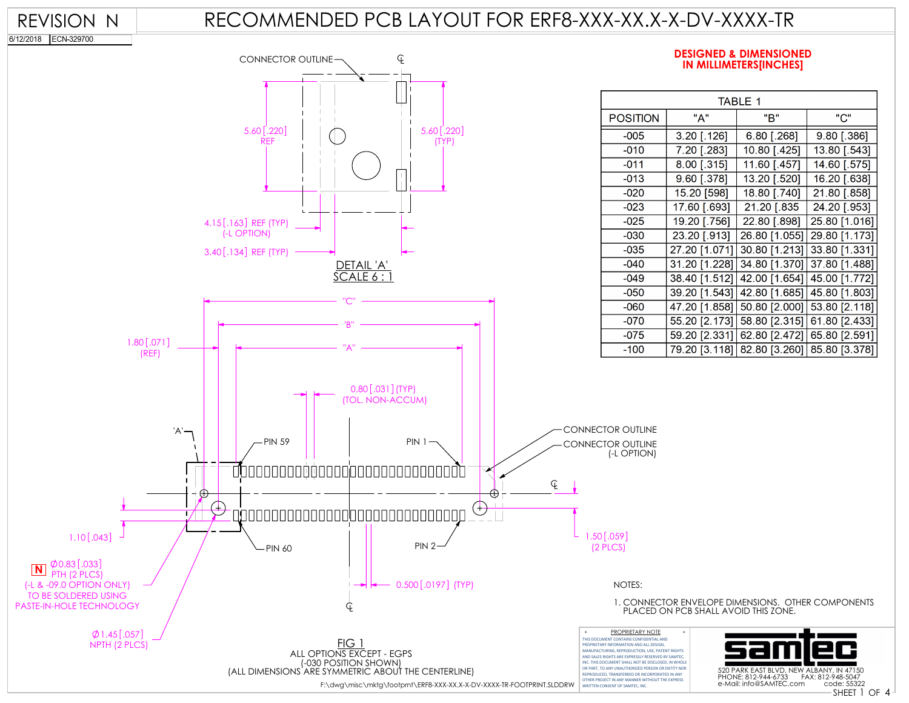REVISION N

6/12/2018 ECN-329700

# RECOMMENDED PCB LAYOUT FOR ERF8-XXX-XX.X-X-DV-XXXX-TR

**DESIGNED & DIMENSIONED IN MILLIMETERS[INCHES]**

| TABLE 1 | | | |
|---|---|---|---|
| POSITION | "A" | "B" | "C" |
| -005 | 3.20 [.126] | 6.80 [.268] | 9.80 [.386] |
| -010 | 7.20 [.283] | 10.80 [.425] | 13.80 [.543] |
| -011 | 8.00 [.315] | 11.60 [.457] | 14.60 [.575] |
| -013 | 9.60 [.378] | 13.20 [.520] | 16.20 [.638] |
| -020 | 15.20 [598] | 18.80 [.740] | 21.80 [.858] |
| -023 | 17.60 [.693] | 21.20 [.835 | 24.20 [.953] |
| -025 | 19.20 [.756] | 22.80 [.898] | 25.80 [1.016] |
| -030 | 23.20 [.913] | 26.80 [1.055] | 29.80 [1.173] |
| -035 | 27.20 [1.071] | 30.80 [1.213] | 33.80 [1.331] |
| -040 | 31.20 [1.228] | 34.80 [1.370] | 37.80 [1.488] |
| -049 | 38.40 [1.512] | 42.00 [1.654] | 45.00 [1.772] |
| -050 | 39.20 [1.543] | 42.80 [1.685] | 45.80 [1.803] |
| -060 | 47.20 [1.858] | 50.80 [2.000] | 53.80 [2.118] |
| -070 | 55.20 [2.173] | 58.80 [2.315] | 61.80 [2.433] |
| -075 | 59.20 [2.331] | 62.80 [2.472] | 65.80 [2.591] |
| -100 | 79.20 [3.118] | 82.80 [3.260] | 85.80 [3.378] |

CONNECTOR OUTLINE

5.60 [.220] REF

5.60 [.220] (TYP)

4.15 [.163] REF (TYP) (-L OPTION)

3.40 [.134] REF (TYP)

DETAIL 'A'
SCALE 6 : 1

"C"

"B"

"A"

1.80 [.071] (REF)

0.80 [.031] (TYP) (TOL. NON-ACCUM)

'A'

PIN 59

PIN 1

CONNECTOR OUTLINE

CONNECTOR OUTLINE (-L OPTION)

1.10 [.043]

PIN 60

PIN 2

1.50 [.059] (2 PLCS)

N Ø0.83 [.033] PTH (2 PLCS) (-L & -09.0 OPTION ONLY) TO BE SOLDERED USING PASTE-IN-HOLE TECHNOLOGY

0.500 [.0197] (TYP)

Ø1.45 [.057] NPTH (2 PLCS)

FIG 1
ALL OPTIONS EXCEPT - EGPS
(-030 POSITION SHOWN)
(ALL DIMENSIONS ARE SYMMETRIC ABOUT THE CENTERLINE)

NOTES:

1. CONNECTOR ENVELOPE DIMENSIONS. OTHER COMPONENTS PLACED ON PCB SHALL AVOID THIS ZONE.

PROPRIETARY NOTE

THIS DOCUMENT CONTAINS CONFIDENTIAL AND PROPRIETARY INFORMATION AND ALL DESIGN, MANUFACTURING, REPRODUCTION, USE, PATENT RIGHTS AND SALES RIGHTS ARE EXPRESSLY RESERVED BY SAMTEC, INC. THIS DOCUMENT SHALL NOT BE DISCLOSED, IN WHOLE OR PART, TO ANY UNAUTHORIZED PERSON OR ENTITY NOR REPRODUCED, TRANSFERRED OR INCORPORATED IN ANY OTHER PROJECT IN ANY MANNER WITHOUT THE EXPRESS WRITTEN CONSENT OF SAMTEC, INC.

samtec

520 PARK EAST BLVD, NEW ALBANY, IN 47150
PHONE: 812-944-6733 FAX: 812-948-5047
e-Mail: info@SAMTEC.com code: 55322

F:\dwg\misc\mktg\footprnt\ERF8-XXX-XX.X-X-DV-XXXX-TR-FOOTPRINT.SLDDRW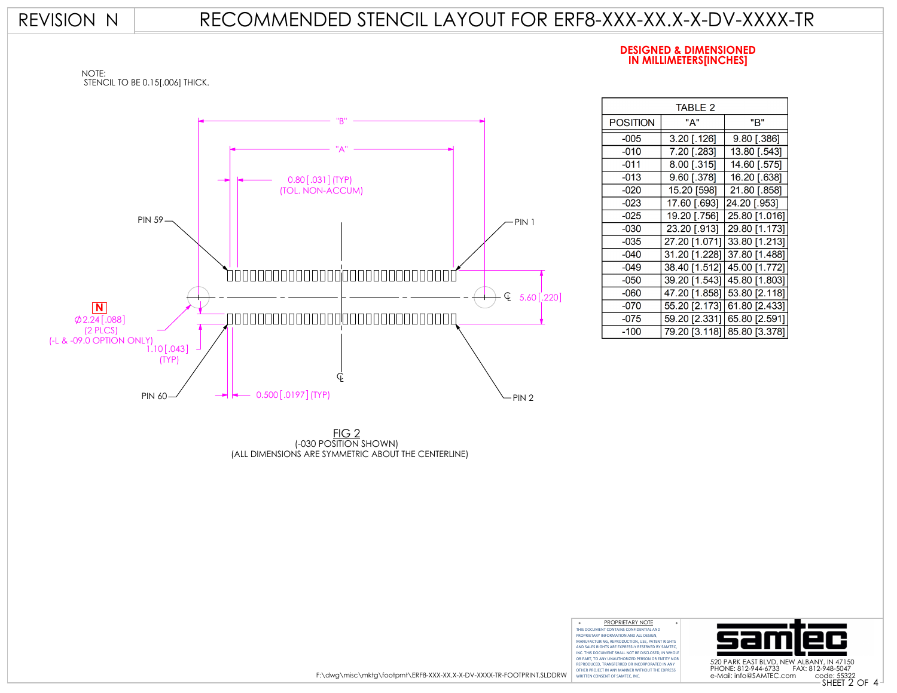REVISION N

# RECOMMENDED STENCIL LAYOUT FOR ERF8-XXX-XX.X-X-DV-XXXX-TR

**DESIGNED & DIMENSIONED IN MILLIMETERS[INCHES]**

NOTE:
STENCIL TO BE 0.15[.006] THICK.

"B"

"A"

0.80 [.031] (TYP)
(TOL. NON-ACCUM)

PIN 59

PIN 1

N
Ø2.24 [.088]
(2 PLCS)
(-L & -09.0 OPTION ONLY)

5.60 [.220]

1.10 [.043]
(TYP)

PIN 60

PIN 2

0.500 [.0197] (TYP)

FIG 2
(-030 POSITION SHOWN)
(ALL DIMENSIONS ARE SYMMETRIC ABOUT THE CENTERLINE)

TABLE 2

| POSITION | "A" | "B" |
|---|---|---|
| -005 | 3.20 [.126] | 9.80 [.386] |
| -010 | 7.20 [.283] | 13.80 [.543] |
| -011 | 8.00 [.315] | 14.60 [.575] |
| -013 | 9.60 [.378] | 16.20 [.638] |
| -020 | 15.20 [598] | 21.80 [.858] |
| -023 | 17.60 [.693] | 24.20 [.953] |
| -025 | 19.20 [.756] | 25.80 [1.016] |
| -030 | 23.20 [.913] | 29.80 [1.173] |
| -035 | 27.20 [1.071] | 33.80 [1.213] |
| -040 | 31.20 [1.228] | 37.80 [1.488] |
| -049 | 38.40 [1.512] | 45.00 [1.772] |
| -050 | 39.20 [1.543] | 45.80 [1.803] |
| -060 | 47.20 [1.858] | 53.80 [2.118] |
| -070 | 55.20 [2.173] | 61.80 [2.433] |
| -075 | 59.20 [2.331] | 65.80 [2.591] |
| -100 | 79.20 [3.118] | 85.80 [3.378] |

F:\dwg\misc\mktg\footprnt\ERF8-XXX-XX.X-X-DV-XXXX-TR-FOOTPRINT.SLDDRW

PROPRIETARY NOTE
THIS DOCUMENT CONTAINS CONFIDENTIAL AND PROPRIETARY INFORMATION AND ALL DESIGN, MANUFACTURING, REPRODUCTION, USE, PATENT RIGHTS AND SALES RIGHTS ARE EXPRESSLY RESERVED BY SAMTEC, INC. THIS DOCUMENT SHALL NOT BE DISCLOSED, IN WHOLE OR PART, TO ANY UNAUTHORIZED PERSON OR ENTITY NOR REPRODUCED, TRANSFERRED OR INCORPORATED IN ANY OTHER PROJECT IN ANY MANNER WITHOUT THE EXPRESS WRITTEN CONSENT OF SAMTEC, INC.

samtec
520 PARK EAST BLVD, NEW ALBANY, IN 47150
PHONE: 812-944-6733 FAX: 812-948-5047
e-Mail: info@SAMTEC.com code: 55322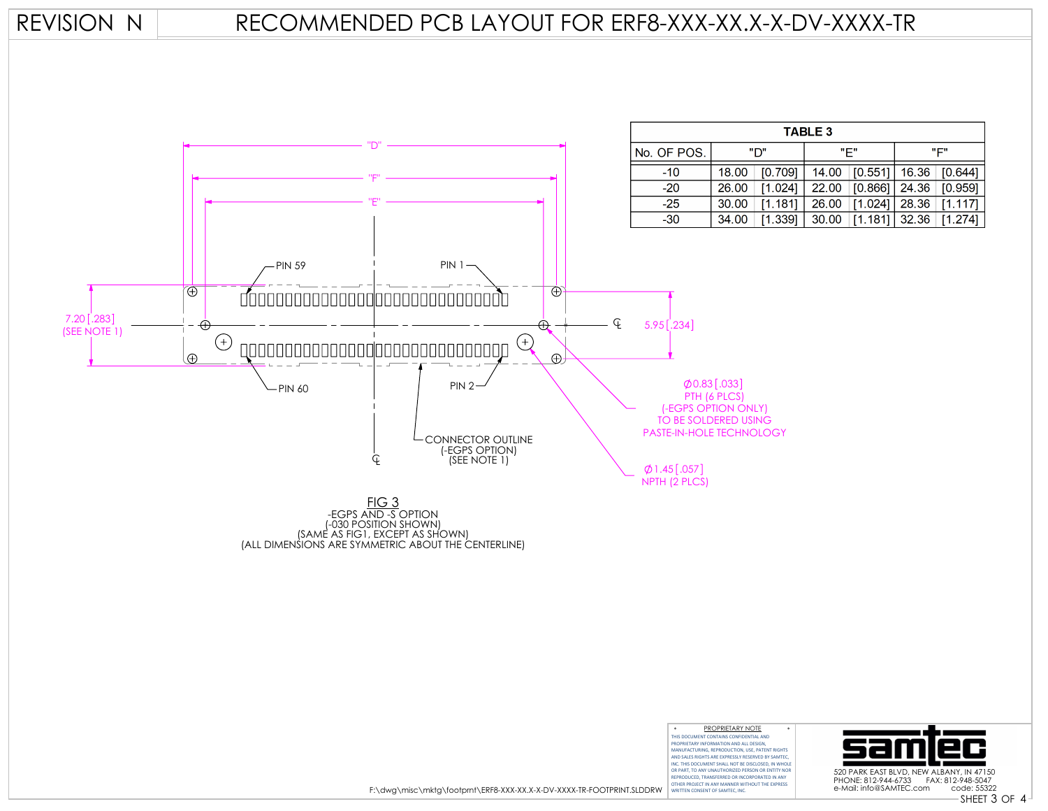# RECOMMENDED PCB LAYOUT FOR ERF8-XXX-XX.X-X-DV-XXXX-TR

REVISION N

**TABLE 3**

| No. OF POS. | "D" | | "E" | | "F" | |
|---|---|---|---|---|---|---|
| -10 | 18.00 | [0.709] | 14.00 | [0.551] | 16.36 | [0.644] |
| -20 | 26.00 | [1.024] | 22.00 | [0.866] | 24.36 | [0.959] |
| -25 | 30.00 | [1.181] | 26.00 | [1.024] | 28.36 | [1.117] |
| -30 | 34.00 | [1.339] | 30.00 | [1.181] | 32.36 | [1.274] |

"D"
"F"
"E"
PIN 59
PIN 1
PIN 60
PIN 2
7.20 [.283]
(SEE NOTE 1)
5.95 [.234]
℄
Ø0.83 [.033]
PTH (6 PLCS)
(-EGPS OPTION ONLY)
TO BE SOLDERED USING
PASTE-IN-HOLE TECHNOLOGY
Ø1.45 [.057]
NPTH (2 PLCS)
CONNECTOR OUTLINE
(-EGPS OPTION)
(SEE NOTE 1)

FIG 3
-EGPS AND -S OPTION
(-030 POSITION SHOWN)
(SAME AS FIG1, EXCEPT AS SHOWN)
(ALL DIMENSIONS ARE SYMMETRIC ABOUT THE CENTERLINE)

F:\dwg\misc\mktg\footprnt\ERF8-XXX-XX.X-X-DV-XXXX-TR-FOOTPRINT.SLDDRW

PROPRIETARY NOTE
THIS DOCUMENT CONTAINS CONFIDENTIAL AND PROPRIETARY INFORMATION AND ALL DESIGN, MANUFACTURING, REPRODUCTION, USE, PATENT RIGHTS AND SALES RIGHTS ARE EXPRESSLY RESERVED BY SAMTEC, INC. THIS DOCUMENT SHALL NOT BE DISCLOSED, IN WHOLE OR PART, TO ANY UNAUTHORIZED PERSON OR ENTITY NOR REPRODUCED, TRANSFERRED OR INCORPORATED IN ANY OTHER PROJECT IN ANY MANNER WITHOUT THE EXPRESS WRITTEN CONSENT OF SAMTEC, INC.

samtec
520 PARK EAST BLVD, NEW ALBANY, IN 47150
PHONE: 812-944-6733 FAX: 812-948-5047
e-Mail: info@SAMTEC.com code: 55322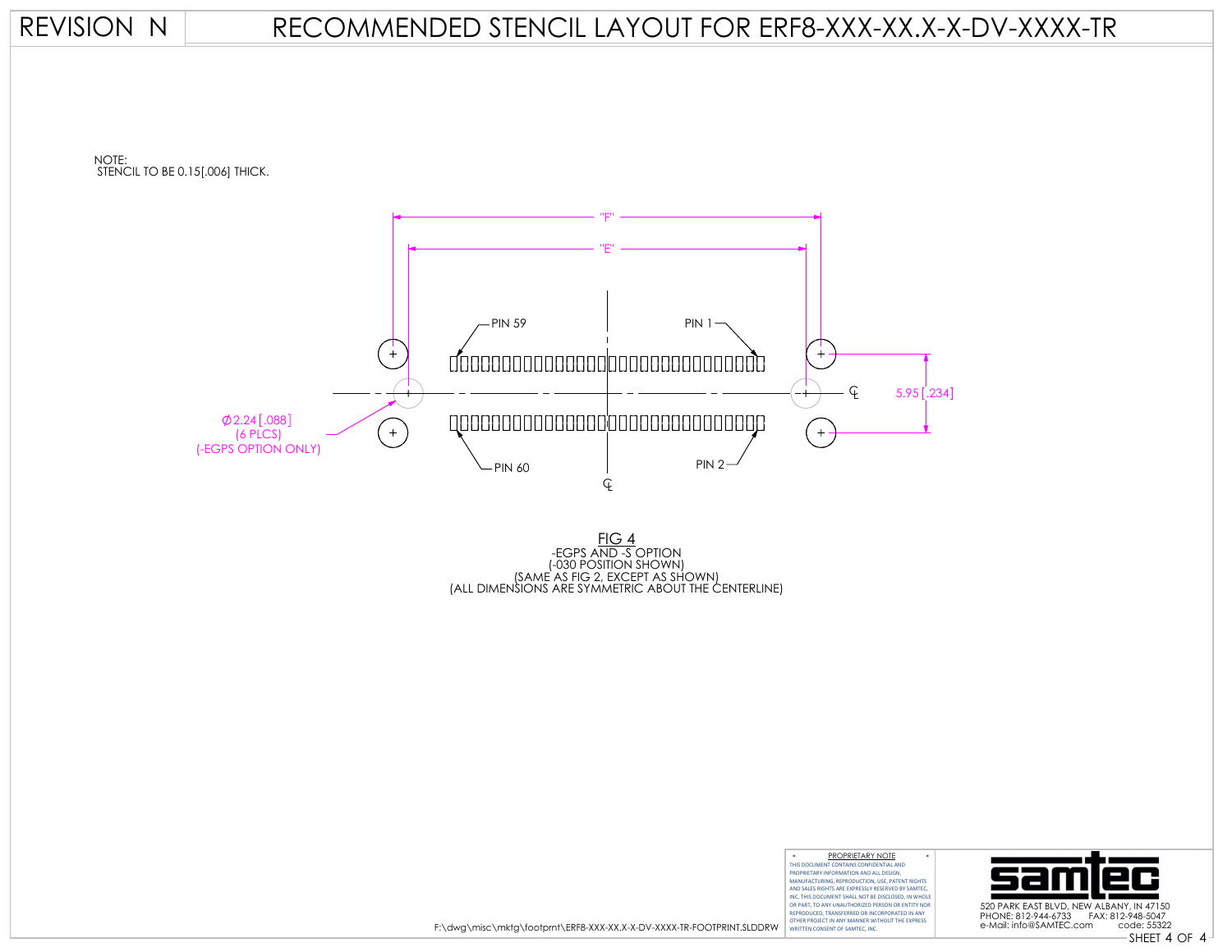# RECOMMENDED STENCIL LAYOUT FOR ERF8-XXX-XX.X-X-DV-XXXX-TR

REVISION N

NOTE:
STENCIL TO BE 0.15[.006] THICK.

"F"

"E"

PIN 59

PIN 1

PIN 60

PIN 2

5.95[.234]

Ø2.24[.088]
(6 PLCS)
(-EGPS OPTION ONLY)

FIG 4
-EGPS AND -S OPTION
(-030 POSITION SHOWN)
(SAME AS FIG 2, EXCEPT AS SHOWN)
(ALL DIMENSIONS ARE SYMMETRIC ABOUT THE CENTERLINE)

F:\dwg\misc\mktg\footprnt\ERF8-XXX-XX.X-X-DV-XXXX-TR-FOOTPRINT.SLDDRW

PROPRIETARY NOTE
THIS DOCUMENT CONTAINS CONFIDENTIAL AND PROPRIETARY INFORMATION AND ALL DESIGN, MANUFACTURING, REPRODUCTION, USE, PATENT RIGHTS AND SALES RIGHTS ARE EXPRESSLY RESERVED BY SAMTEC, INC. THIS DOCUMENT SHALL NOT BE DISCLOSED, IN WHOLE OR PART, TO ANY UNAUTHORIZED PERSON OR ENTITY NOR REPRODUCED, TRANSFERRED OR INCORPORATED IN ANY OTHER PROJECT IN ANY MANNER WITHOUT THE EXPRESS WRITTEN CONSENT OF SAMTEC, INC.

samtec
520 PARK EAST BLVD, NEW ALBANY, IN 47150
PHONE: 812-944-6733 FAX: 812-948-5047
e-Mail: info@SAMTEC.com code: 55322